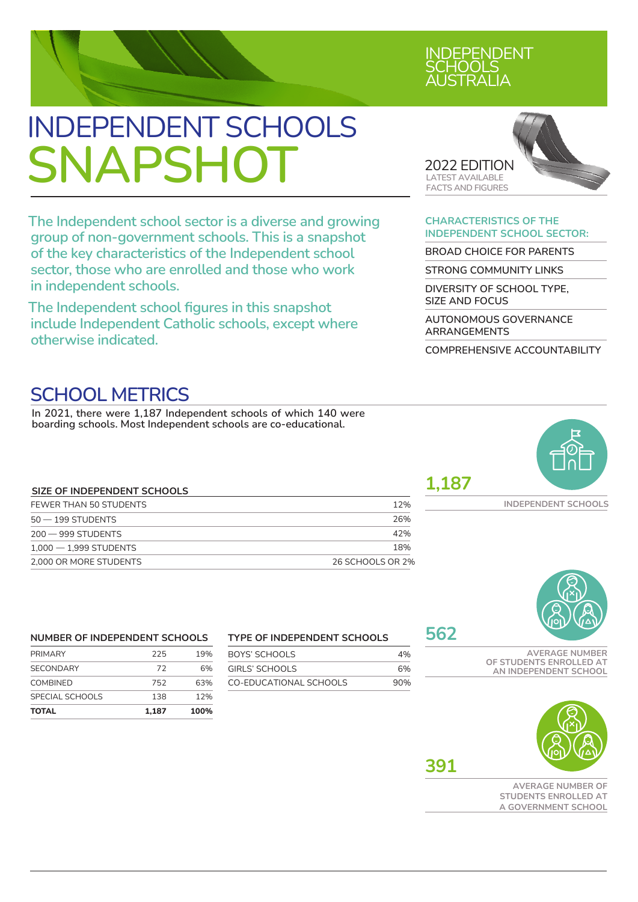INDEPENDENT SCHOOLS AUSTRALIA

# INDEPENDENT SCHOOLS SNAPSHOT

2022 EDITION
LATEST AVAILABLE FACTS AND FIGURES

The Independent school sector is a diverse and growing group of non-government schools. This is a snapshot of the key characteristics of the Independent school sector, those who are enrolled and those who work in independent schools.

The Independent school figures in this snapshot include Independent Catholic schools, except where otherwise indicated.

### CHARACTERISTICS OF THE INDEPENDENT SCHOOL SECTOR:

- BROAD CHOICE FOR PARENTS
- STRONG COMMUNITY LINKS
- DIVERSITY OF SCHOOL TYPE, SIZE AND FOCUS
- AUTONOMOUS GOVERNANCE ARRANGEMENTS
- COMPREHENSIVE ACCOUNTABILITY

## SCHOOL METRICS

In 2021, there were 1,187 Independent schools of which 140 were boarding schools. Most Independent schools are co-educational.

### SIZE OF INDEPENDENT SCHOOLS

| | |
|---|---|
| FEWER THAN 50 STUDENTS | 12% |
| 50 — 199 STUDENTS | 26% |
| 200 — 999 STUDENTS | 42% |
| 1,000 — 1,999 STUDENTS | 18% |
| 2,000 OR MORE STUDENTS | 26 SCHOOLS OR 2% |

**1,187**
INDEPENDENT SCHOOLS

### NUMBER OF INDEPENDENT SCHOOLS

| | | |
|---|---|---|
| PRIMARY | 225 | 19% |
| SECONDARY | 72 | 6% |
| COMBINED | 752 | 63% |
| SPECIAL SCHOOLS | 138 | 12% |
| **TOTAL** | **1,187** | **100%** |

### TYPE OF INDEPENDENT SCHOOLS

| | |
|---|---|
| BOYS' SCHOOLS | 4% |
| GIRLS' SCHOOLS | 6% |
| CO-EDUCATIONAL SCHOOLS | 90% |

**562**
AVERAGE NUMBER OF STUDENTS ENROLLED AT AN INDEPENDENT SCHOOL

**391**
AVERAGE NUMBER OF STUDENTS ENROLLED AT A GOVERNMENT SCHOOL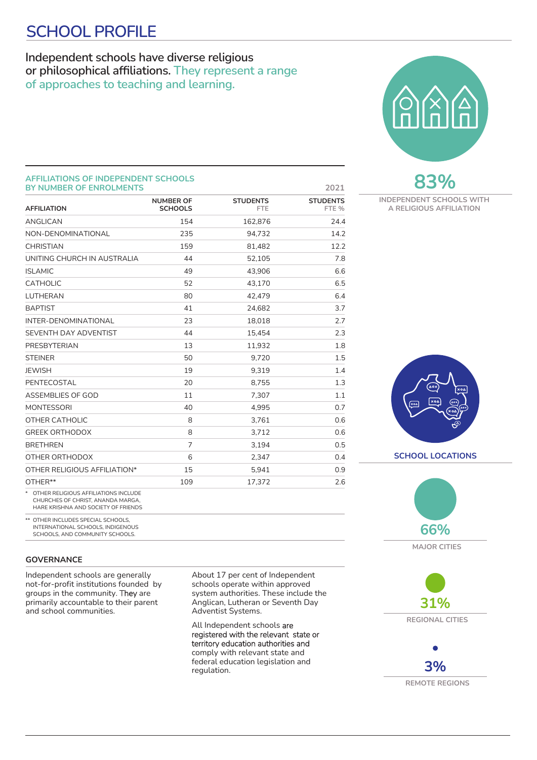# SCHOOL PROFILE

**Independent schools have diverse religious or philosophical affiliations.** They represent a range of approaches to teaching and learning.

## AFFILIATIONS OF INDEPENDENT SCHOOLS BY NUMBER OF ENROLMENTS

2021

| AFFILIATION | NUMBER OF SCHOOLS | STUDENTS FTE | STUDENTS FTE % |
|---|---|---|---|
| ANGLICAN | 154 | 162,876 | 24.4 |
| NON-DENOMINATIONAL | 235 | 94,732 | 14.2 |
| CHRISTIAN | 159 | 81,482 | 12.2 |
| UNITING CHURCH IN AUSTRALIA | 44 | 52,105 | 7.8 |
| ISLAMIC | 49 | 43,906 | 6.6 |
| CATHOLIC | 52 | 43,170 | 6.5 |
| LUTHERAN | 80 | 42,479 | 6.4 |
| BAPTIST | 41 | 24,682 | 3.7 |
| INTER-DENOMINATIONAL | 23 | 18,018 | 2.7 |
| SEVENTH DAY ADVENTIST | 44 | 15,454 | 2.3 |
| PRESBYTERIAN | 13 | 11,932 | 1.8 |
| STEINER | 50 | 9,720 | 1.5 |
| JEWISH | 19 | 9,319 | 1.4 |
| PENTECOSTAL | 20 | 8,755 | 1.3 |
| ASSEMBLIES OF GOD | 11 | 7,307 | 1.1 |
| MONTESSORI | 40 | 4,995 | 0.7 |
| OTHER CATHOLIC | 8 | 3,761 | 0.6 |
| GREEK ORTHODOX | 8 | 3,712 | 0.6 |
| BRETHREN | 7 | 3,194 | 0.5 |
| OTHER ORTHODOX | 6 | 2,347 | 0.4 |
| OTHER RELIGIOUS AFFILIATION* | 15 | 5,941 | 0.9 |
| OTHER** | 109 | 17,372 | 2.6 |

\* OTHER RELIGIOUS AFFILIATIONS INCLUDE CHURCHES OF CHRIST, ANANDA MARGA, HARE KRISHNA AND SOCIETY OF FRIENDS

\*\* OTHER INCLUDES SPECIAL SCHOOLS, INTERNATIONAL SCHOOLS, INDIGENOUS SCHOOLS, AND COMMUNITY SCHOOLS.

**83%**

INDEPENDENT SCHOOLS WITH A RELIGIOUS AFFILIATION

### SCHOOL LOCATIONS

**66%** MAJOR CITIES

**31%** REGIONAL CITIES

**3%** REMOTE REGIONS

### GOVERNANCE

Independent schools are generally not-for-profit institutions founded by groups in the community. They are primarily accountable to their parent and school communities.

About 17 per cent of Independent schools operate within approved system authorities. These include the Anglican, Lutheran or Seventh Day Adventist Systems.

All Independent schools are registered with the relevant state or territory education authorities and comply with relevant state and federal education legislation and regulation.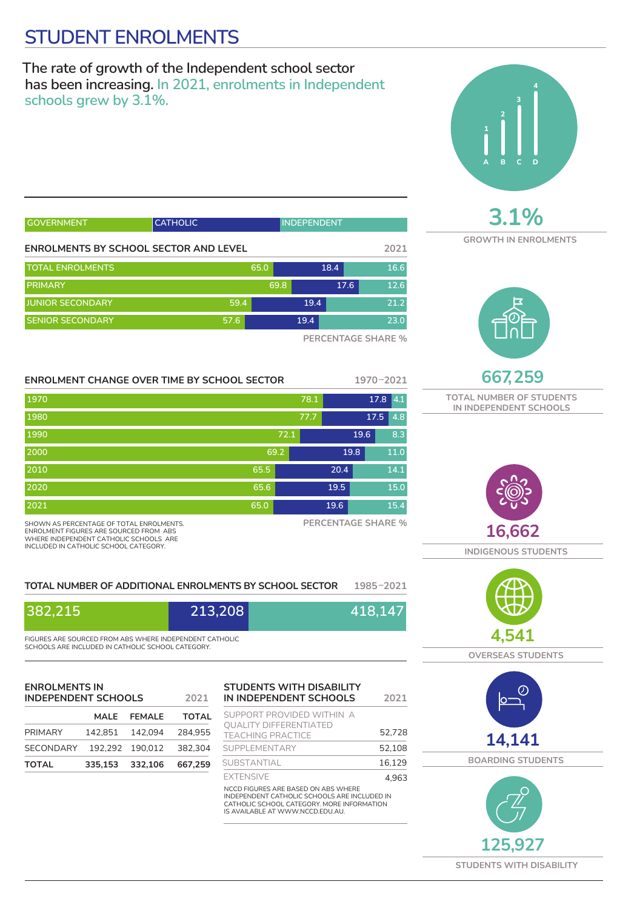# STUDENT ENROLMENTS

The rate of growth of the Independent school sector has been increasing. In 2021, enrolments in Independent schools grew by 3.1%.

Legend: GOVERNMENT | CATHOLIC | INDEPENDENT

### ENROLMENTS BY SCHOOL SECTOR AND LEVEL — 2021

| | Government | Catholic | Independent |
|---|---|---|---|
| TOTAL ENROLMENTS | 65.0 | 18.4 | 16.6 |
| PRIMARY | 69.8 | 17.6 | 12.6 |
| JUNIOR SECONDARY | 59.4 | 19.4 | 21.2 |
| SENIOR SECONDARY | 57.6 | 19.4 | 23.0 |

PERCENTAGE SHARE %

### ENROLMENT CHANGE OVER TIME BY SCHOOL SECTOR — 1970–2021

| | Government | Catholic | Independent |
|---|---|---|---|
| 1970 | 78.1 | 17.8 | 4.1 |
| 1980 | 77.7 | 17.5 | 4.8 |
| 1990 | 72.1 | 19.6 | 8.3 |
| 2000 | 69.2 | 19.8 | 11.0 |
| 2010 | 65.5 | 20.4 | 14.1 |
| 2020 | 65.6 | 19.5 | 15.0 |
| 2021 | 65.0 | 19.6 | 15.4 |

PERCENTAGE SHARE %

SHOWN AS PERCENTAGE OF TOTAL ENROLMENTS. ENROLMENT FIGURES ARE SOURCED FROM ABS WHERE INDEPENDENT CATHOLIC SCHOOLS ARE INCLUDED IN CATHOLIC SCHOOL CATEGORY.

### TOTAL NUMBER OF ADDITIONAL ENROLMENTS BY SCHOOL SECTOR — 1985–2021

| Government | Catholic | Independent |
|---|---|---|
| 382,215 | 213,208 | 418,147 |

FIGURES ARE SOURCED FROM ABS WHERE INDEPENDENT CATHOLIC SCHOOLS ARE INCLUDED IN CATHOLIC SCHOOL CATEGORY.

### ENROLMENTS IN INDEPENDENT SCHOOLS — 2021

| | MALE | FEMALE | TOTAL |
|---|---|---|---|
| PRIMARY | 142,851 | 142,094 | 284,955 |
| SECONDARY | 192,292 | 190,012 | 382,304 |
| **TOTAL** | **335,153** | **332,106** | **667,259** |

### STUDENTS WITH DISABILITY IN INDEPENDENT SCHOOLS — 2021

| | 2021 |
|---|---|
| SUPPORT PROVIDED WITHIN A QUALITY DIFFERENTIATED TEACHING PRACTICE | 52,728 |
| SUPPLEMENTARY | 52,108 |
| SUBSTANTIAL | 16,129 |
| EXTENSIVE | 4,963 |

NCCD FIGURES ARE BASED ON ABS WHERE INDEPENDENT CATHOLIC SCHOOLS ARE INCLUDED IN CATHOLIC SCHOOL CATEGORY. MORE INFORMATION IS AVAILABLE AT WWW.NCCD.EDU.AU.

**3.1%**
GROWTH IN ENROLMENTS

**667,259**
TOTAL NUMBER OF STUDENTS IN INDEPENDENT SCHOOLS

**16,662**
INDIGENOUS STUDENTS

**4,541**
OVERSEAS STUDENTS

**14,141**
BOARDING STUDENTS

**125,927**
STUDENTS WITH DISABILITY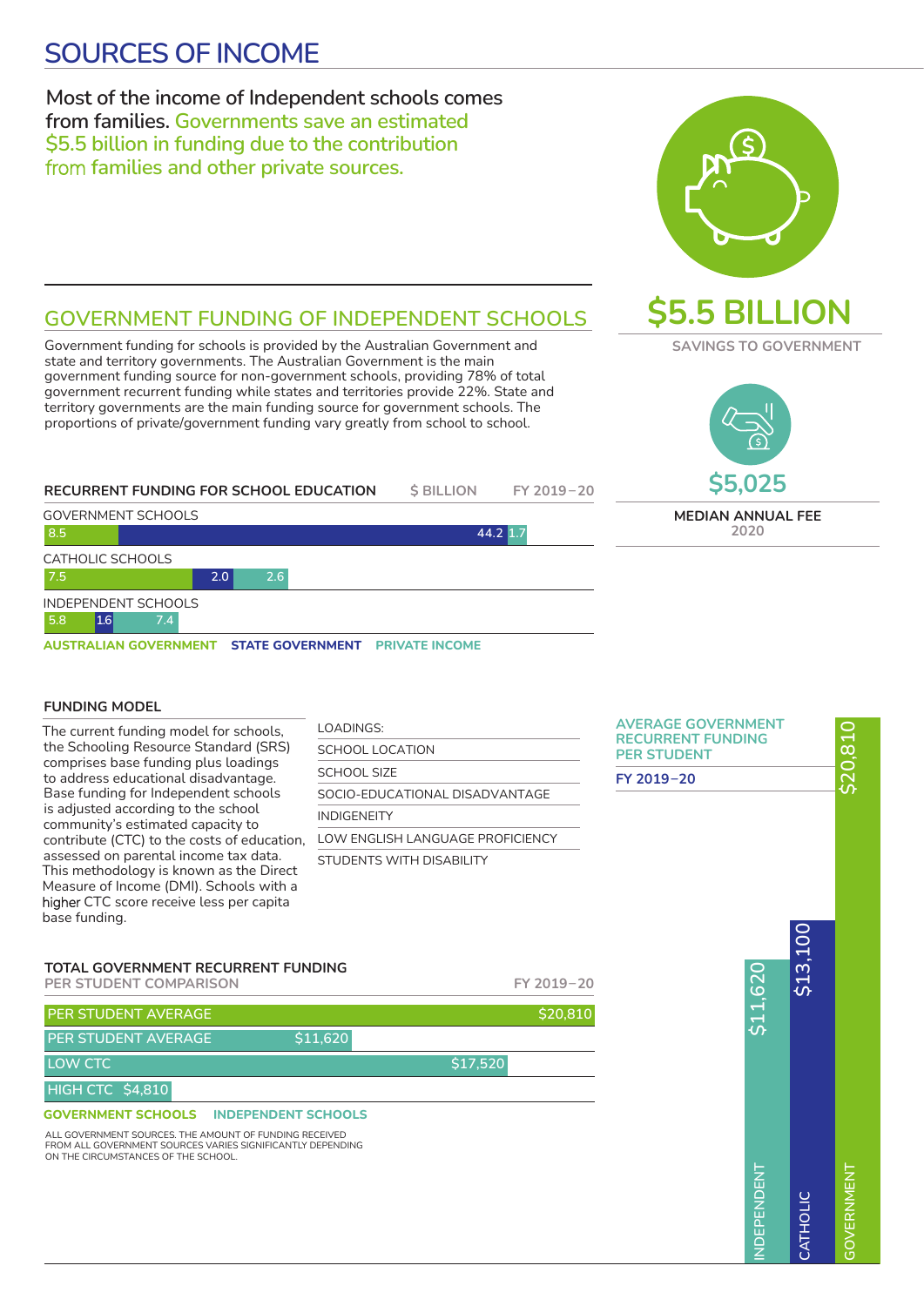# SOURCES OF INCOME

**Most of the income of Independent schools comes from families.** Governments save an estimated $5.5 billion in funding due to the contribution from families and other private sources.

**$5.5 BILLION**

SAVINGS TO GOVERNMENT

**$5,025**

**MEDIAN ANNUAL FEE**
2020

## GOVERNMENT FUNDING OF INDEPENDENT SCHOOLS

Government funding for schools is provided by the Australian Government and state and territory governments. The Australian Government is the main government funding source for non-government schools, providing 78% of total government recurrent funding while states and territories provide 22%. State and territory governments are the main funding source for government schools. The proportions of private/government funding vary greatly from school to school.

**RECURRENT FUNDING FOR SCHOOL EDUCATION** — $ BILLION — FY 2019–20

| | Australian Government | State Government | Private Income |
|---|---|---|---|
| Government schools | 8.5 | 44.2 | 1.7 |
| Catholic schools | 7.5 | 2.0 | 2.6 |
| Independent schools | 5.8 | 1.6 | 7.4 |

### FUNDING MODEL

The current funding model for schools, the Schooling Resource Standard (SRS) comprises base funding plus loadings to address educational disadvantage. Base funding for Independent schools is adjusted according to the school community's estimated capacity to contribute (CTC) to the costs of education, assessed on parental income tax data. This methodology is known as the Direct Measure of Income (DMI). Schools with a higher CTC score receive less per capita base funding.

LOADINGS:

- SCHOOL LOCATION
- SCHOOL SIZE
- SOCIO-EDUCATIONAL DISADVANTAGE
- INDIGENEITY
- LOW ENGLISH LANGUAGE PROFICIENCY
- STUDENTS WITH DISABILITY

**AVERAGE GOVERNMENT RECURRENT FUNDING PER STUDENT**
**FY 2019–20**

| Sector | Funding |
|---|---|
| Independent | $11,620 |
| Catholic | $13,100 |
| Government | $20,810 |

**TOTAL GOVERNMENT RECURRENT FUNDING**
PER STUDENT COMPARISON — FY 2019–20

| | Funding |
|---|---|
| Government schools – Per student average | $20,810 |
| Independent schools – Per student average | $11,620 |
| Independent schools – Low CTC | $17,520 |
| Independent schools – High CTC | $4,810 |

ALL GOVERNMENT SOURCES. THE AMOUNT OF FUNDING RECEIVED FROM ALL GOVERNMENT SOURCES VARIES SIGNIFICANTLY DEPENDING ON THE CIRCUMSTANCES OF THE SCHOOL.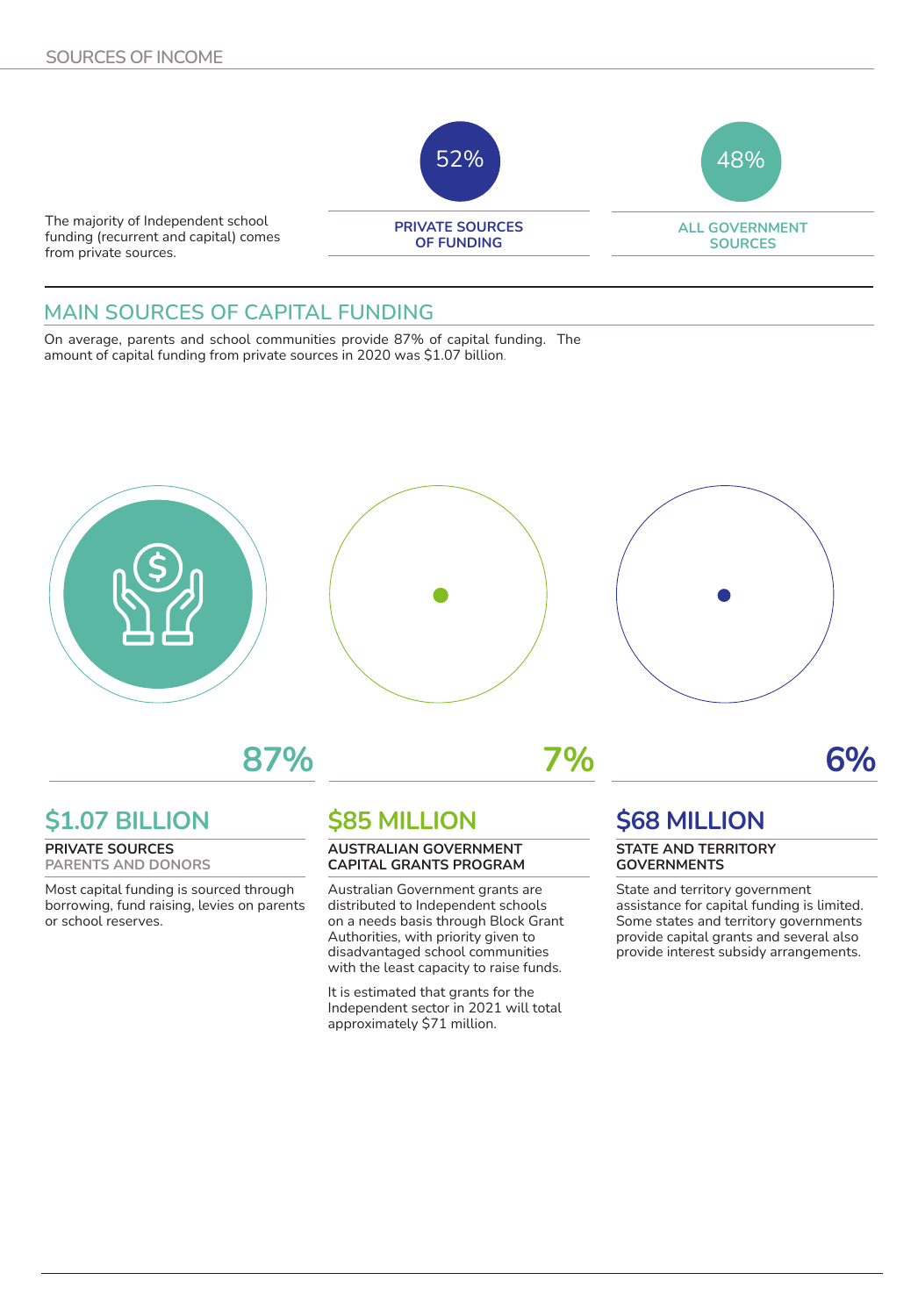## SOURCES OF INCOME

The majority of Independent school funding (recurrent and capital) comes from private sources.

| 52% | 48% |
|---|---|
| **PRIVATE SOURCES OF FUNDING** | **ALL GOVERNMENT SOURCES** |

## MAIN SOURCES OF CAPITAL FUNDING

On average, parents and school communities provide 87% of capital funding. The amount of capital funding from private sources in 2020 was $1.07 billion.

**87%**

### $1.07 BILLION

**PRIVATE SOURCES**
**PARENTS AND DONORS**

Most capital funding is sourced through borrowing, fund raising, levies on parents or school reserves.

**7%**

### $85 MILLION

**AUSTRALIAN GOVERNMENT CAPITAL GRANTS PROGRAM**

Australian Government grants are distributed to Independent schools on a needs basis through Block Grant Authorities, with priority given to disadvantaged school communities with the least capacity to raise funds.

It is estimated that grants for the Independent sector in 2021 will total approximately $71 million.

**6%**

### $68 MILLION

**STATE AND TERRITORY GOVERNMENTS**

State and territory government assistance for capital funding is limited. Some states and territory governments provide capital grants and several also provide interest subsidy arrangements.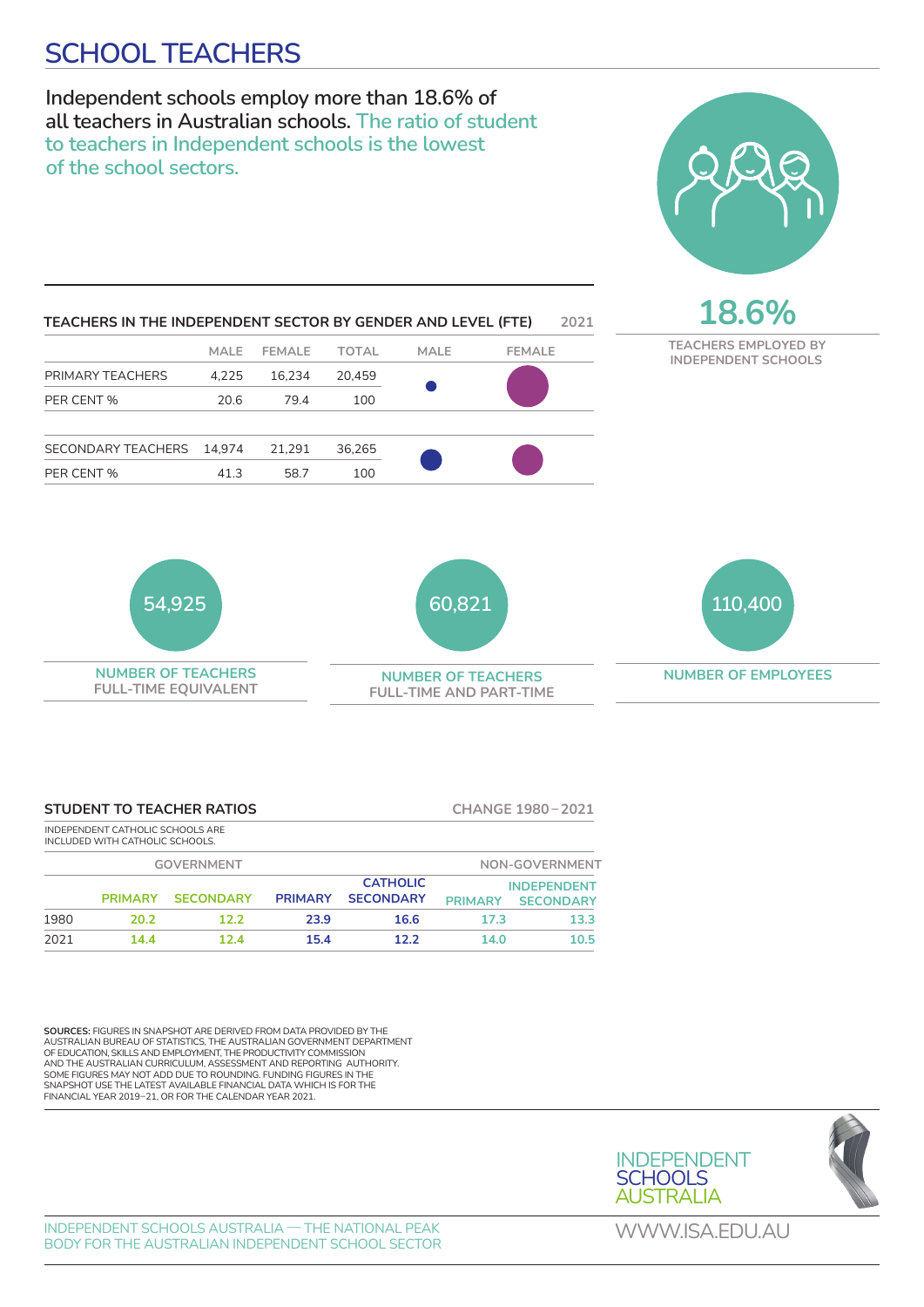# SCHOOL TEACHERS

Independent schools employ more than 18.6% of all teachers in Australian schools. The ratio of student to teachers in Independent schools is the lowest of the school sectors.

**18.6%**

TEACHERS EMPLOYED BY INDEPENDENT SCHOOLS

### TEACHERS IN THE INDEPENDENT SECTOR BY GENDER AND LEVEL (FTE) 2021

| | MALE | FEMALE | TOTAL |
|---|---|---|---|
| PRIMARY TEACHERS | 4,225 | 16,234 | 20,459 |
| PER CENT % | 20.6 | 79.4 | 100 |
| SECONDARY TEACHERS | 14,974 | 21,291 | 36,265 |
| PER CENT % | 41.3 | 58.7 | 100 |

MALE
FEMALE

54,925
NUMBER OF TEACHERS FULL-TIME EQUIVALENT

60,821
NUMBER OF TEACHERS FULL-TIME AND PART-TIME

110,400
NUMBER OF EMPLOYEES

### STUDENT TO TEACHER RATIOS

CHANGE 1980 – 2021

INDEPENDENT CATHOLIC SCHOOLS ARE INCLUDED WITH CATHOLIC SCHOOLS.

| | GOVERNMENT | | NON-GOVERNMENT | | | |
|---|---|---|---|---|---|---|
| | | | CATHOLIC | | INDEPENDENT | |
| | PRIMARY | SECONDARY | PRIMARY | SECONDARY | PRIMARY | SECONDARY |
| 1980 | 20.2 | 12.2 | 23.9 | 16.6 | 17.3 | 13.3 |
| 2021 | 14.4 | 12.4 | 15.4 | 12.2 | 14.0 | 10.5 |

**SOURCES:** FIGURES IN SNAPSHOT ARE DERIVED FROM DATA PROVIDED BY THE AUSTRALIAN BUREAU OF STATISTICS, THE AUSTRALIAN GOVERNMENT DEPARTMENT OF EDUCATION, SKILLS AND EMPLOYMENT, THE PRODUCTIVITY COMMISSION AND THE AUSTRALIAN CURRICULUM, ASSESSMENT AND REPORTING AUTHORITY. SOME FIGURES MAY NOT ADD DUE TO ROUNDING. FUNDING FIGURES IN THE SNAPSHOT USE THE LATEST AVAILABLE FINANCIAL DATA WHICH IS FOR THE FINANCIAL YEAR 2019–21, OR FOR THE CALENDAR YEAR 2021.

INDEPENDENT SCHOOLS AUSTRALIA

INDEPENDENT SCHOOLS AUSTRALIA — THE NATIONAL PEAK BODY FOR THE AUSTRALIAN INDEPENDENT SCHOOL SECTOR

WWW.ISA.EDU.AU